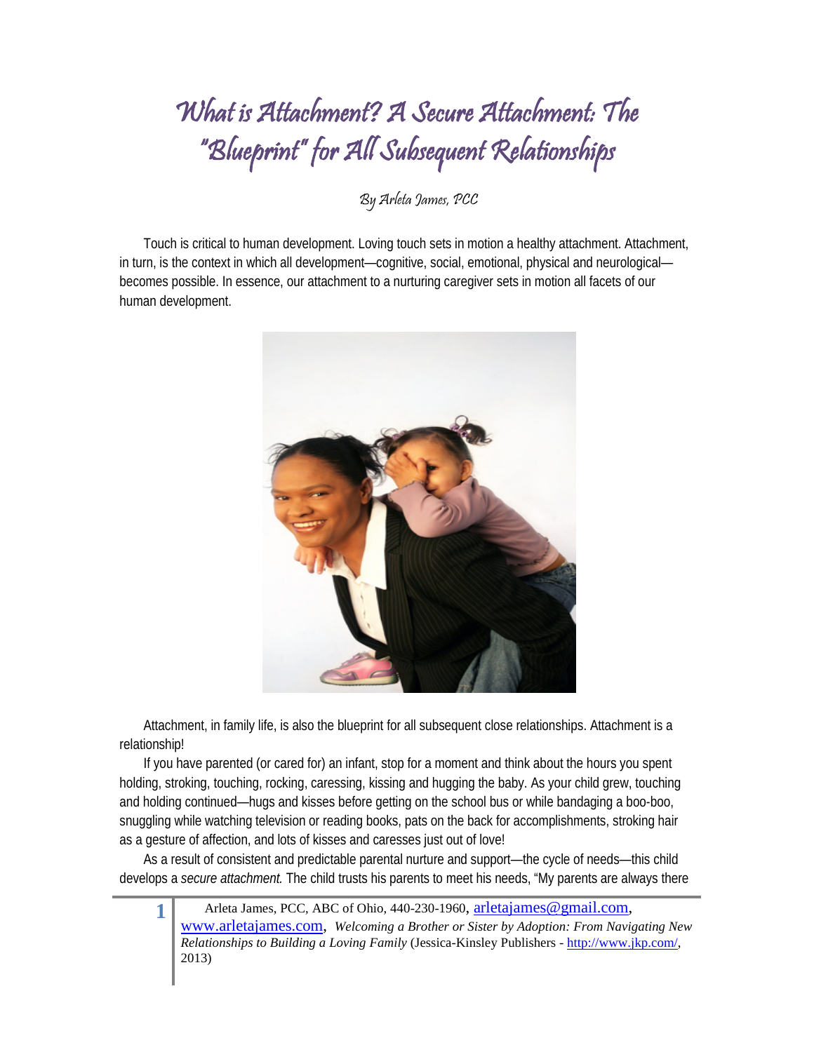# What is Attachment? A Secure Attachment: The "Blueprint" for All Subsequent Relationships

By Arleta James, PCC

Touch is critical to human development. Loving touch sets in motion a healthy attachment. Attachment, in turn, is the context in which all development—cognitive, social, emotional, physical and neurological—becomes possible. In essence, our attachment to a nurturing caregiver sets in motion all facets of our human development.

Attachment, in family life, is also the blueprint for all subsequent close relationships. Attachment is a relationship!

If you have parented (or cared for) an infant, stop for a moment and think about the hours you spent holding, stroking, touching, rocking, caressing, kissing and hugging the baby. As your child grew, touching and holding continued—hugs and kisses before getting on the school bus or while bandaging a boo-boo, snuggling while watching television or reading books, pats on the back for accomplishments, stroking hair as a gesture of affection, and lots of kisses and caresses just out of love!

As a result of consistent and predictable parental nurture and support—the cycle of needs—this child develops a *secure attachment.* The child trusts his parents to meet his needs, "My parents are always there

Arleta James, PCC, ABC of Ohio, 440-230-1960, arletajames@gmail.com, www.arletajames.com, *Welcoming a Brother or Sister by Adoption: From Navigating New Relationships to Building a Loving Family* (Jessica-Kinsley Publishers - http://www.jkp.com/, 2013)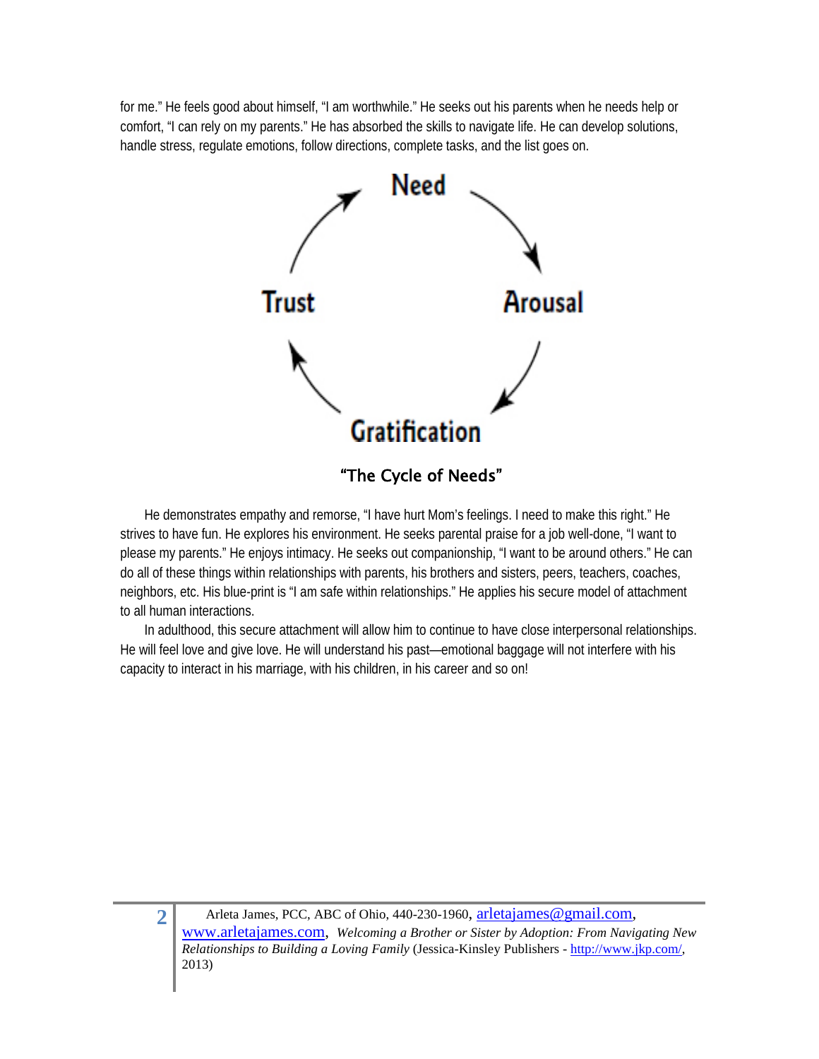for me." He feels good about himself, "I am worthwhile." He seeks out his parents when he needs help or comfort, "I can rely on my parents." He has absorbed the skills to navigate life. He can develop solutions, handle stress, regulate emotions, follow directions, complete tasks, and the list goes on.

Need

Arousal

Gratification

Trust

"The Cycle of Needs"

He demonstrates empathy and remorse, "I have hurt Mom's feelings. I need to make this right." He strives to have fun. He explores his environment. He seeks parental praise for a job well-done, "I want to please my parents." He enjoys intimacy. He seeks out companionship, "I want to be around others." He can do all of these things within relationships with parents, his brothers and sisters, peers, teachers, coaches, neighbors, etc. His blue-print is "I am safe within relationships." He applies his secure model of attachment to all human interactions.

In adulthood, this secure attachment will allow him to continue to have close interpersonal relationships. He will feel love and give love. He will understand his past—emotional baggage will not interfere with his capacity to interact in his marriage, with his children, in his career and so on!